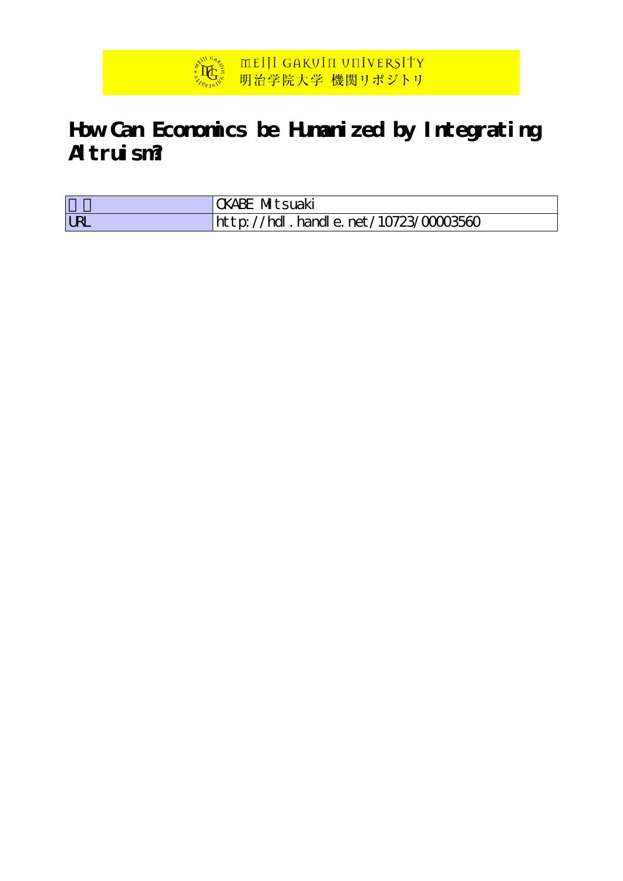MEIJI GAKUIN UNIVERSITY
明治学院大学 機関リポジトリ

# How Can Economics be Humanized by Integrating Altruism?

| 著者 | OKABE Mitsuaki |
|---|---|
| URL | http://hdl.handle.net/10723/00003560 |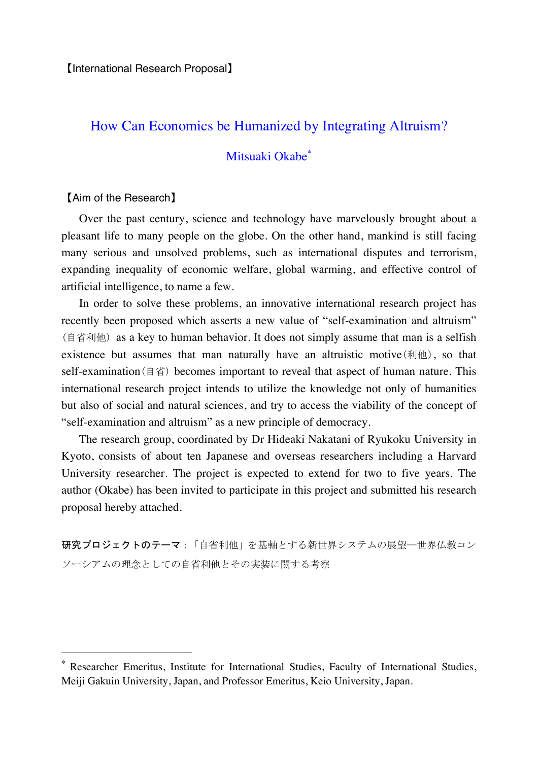【International Research Proposal】

# How Can Economics be Humanized by Integrating Altruism?

Mitsuaki Okabe*

【Aim of the Research】

Over the past century, science and technology have marvelously brought about a pleasant life to many people on the globe. On the other hand, mankind is still facing many serious and unsolved problems, such as international disputes and terrorism, expanding inequality of economic welfare, global warming, and effective control of artificial intelligence, to name a few.

In order to solve these problems, an innovative international research project has recently been proposed which asserts a new value of "self-examination and altruism"（自省利他）as a key to human behavior. It does not simply assume that man is a selfish existence but assumes that man naturally have an altruistic motive（利他）, so that self-examination（自省）becomes important to reveal that aspect of human nature. This international research project intends to utilize the knowledge not only of humanities but also of social and natural sciences, and try to access the viability of the concept of "self-examination and altruism" as a new principle of democracy.

The research group, coordinated by Dr Hideaki Nakatani of Ryukoku University in Kyoto, consists of about ten Japanese and overseas researchers including a Harvard University researcher. The project is expected to extend for two to five years. The author (Okabe) has been invited to participate in this project and submitted his research proposal hereby attached.

**研究プロジェクトのテーマ**：「自省利他」を基軸とする新世界システムの展望―世界仏教コンソーシアムの理念としての自省利他とその実装に関する考察

---

* Researcher Emeritus, Institute for International Studies, Faculty of International Studies, Meiji Gakuin University, Japan, and Professor Emeritus, Keio University, Japan.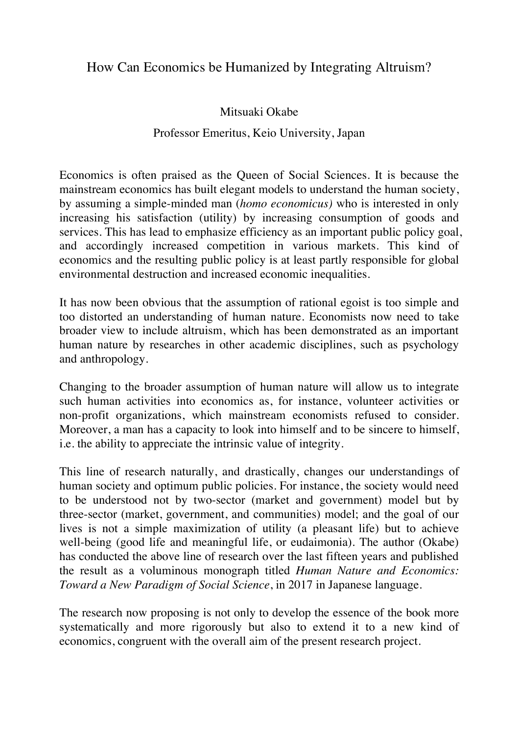# How Can Economics be Humanized by Integrating Altruism?

Mitsuaki Okabe

Professor Emeritus, Keio University, Japan

Economics is often praised as the Queen of Social Sciences. It is because the mainstream economics has built elegant models to understand the human society, by assuming a simple-minded man (*homo economicus)* who is interested in only increasing his satisfaction (utility) by increasing consumption of goods and services. This has lead to emphasize efficiency as an important public policy goal, and accordingly increased competition in various markets. This kind of economics and the resulting public policy is at least partly responsible for global environmental destruction and increased economic inequalities.

It has now been obvious that the assumption of rational egoist is too simple and too distorted an understanding of human nature. Economists now need to take broader view to include altruism, which has been demonstrated as an important human nature by researches in other academic disciplines, such as psychology and anthropology.

Changing to the broader assumption of human nature will allow us to integrate such human activities into economics as, for instance, volunteer activities or non-profit organizations, which mainstream economists refused to consider. Moreover, a man has a capacity to look into himself and to be sincere to himself, i.e. the ability to appreciate the intrinsic value of integrity.

This line of research naturally, and drastically, changes our understandings of human society and optimum public policies. For instance, the society would need to be understood not by two-sector (market and government) model but by three-sector (market, government, and communities) model; and the goal of our lives is not a simple maximization of utility (a pleasant life) but to achieve well-being (good life and meaningful life, or eudaimonia). The author (Okabe) has conducted the above line of research over the last fifteen years and published the result as a voluminous monograph titled *Human Nature and Economics: Toward a New Paradigm of Social Science*, in 2017 in Japanese language.

The research now proposing is not only to develop the essence of the book more systematically and more rigorously but also to extend it to a new kind of economics, congruent with the overall aim of the present research project.